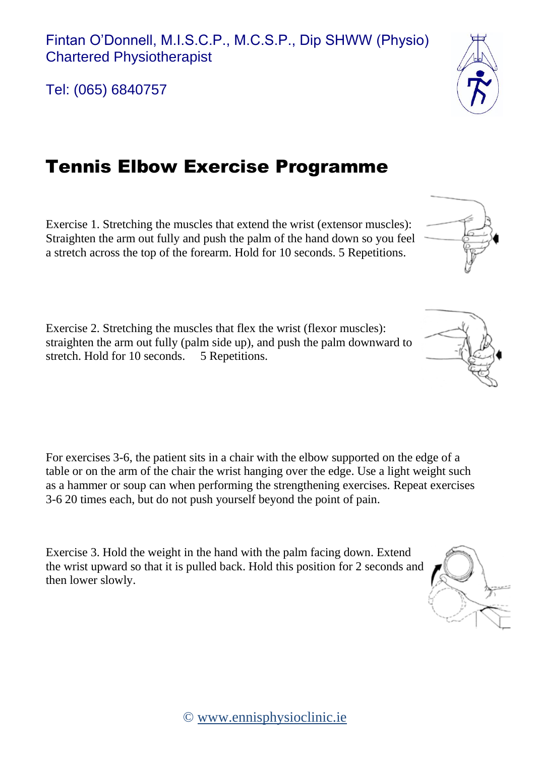Fintan O'Donnell, M.I.S.C.P., M.C.S.P., Dip SHWW (Physio)
Chartered Physiotherapist

Tel: (065) 6840757

# Tennis Elbow Exercise Programme

Exercise 1. Stretching the muscles that extend the wrist (extensor muscles): Straighten the arm out fully and push the palm of the hand down so you feel a stretch across the top of the forearm. Hold for 10 seconds. 5 Repetitions.

Exercise 2. Stretching the muscles that flex the wrist (flexor muscles): straighten the arm out fully (palm side up), and push the palm downward to stretch. Hold for 10 seconds. 5 Repetitions.

For exercises 3-6, the patient sits in a chair with the elbow supported on the edge of a table or on the arm of the chair the wrist hanging over the edge. Use a light weight such as a hammer or soup can when performing the strengthening exercises. Repeat exercises 3-6 20 times each, but do not push yourself beyond the point of pain.

Exercise 3. Hold the weight in the hand with the palm facing down. Extend the wrist upward so that it is pulled back. Hold this position for 2 seconds and then lower slowly.

© www.ennisphysioclinic.ie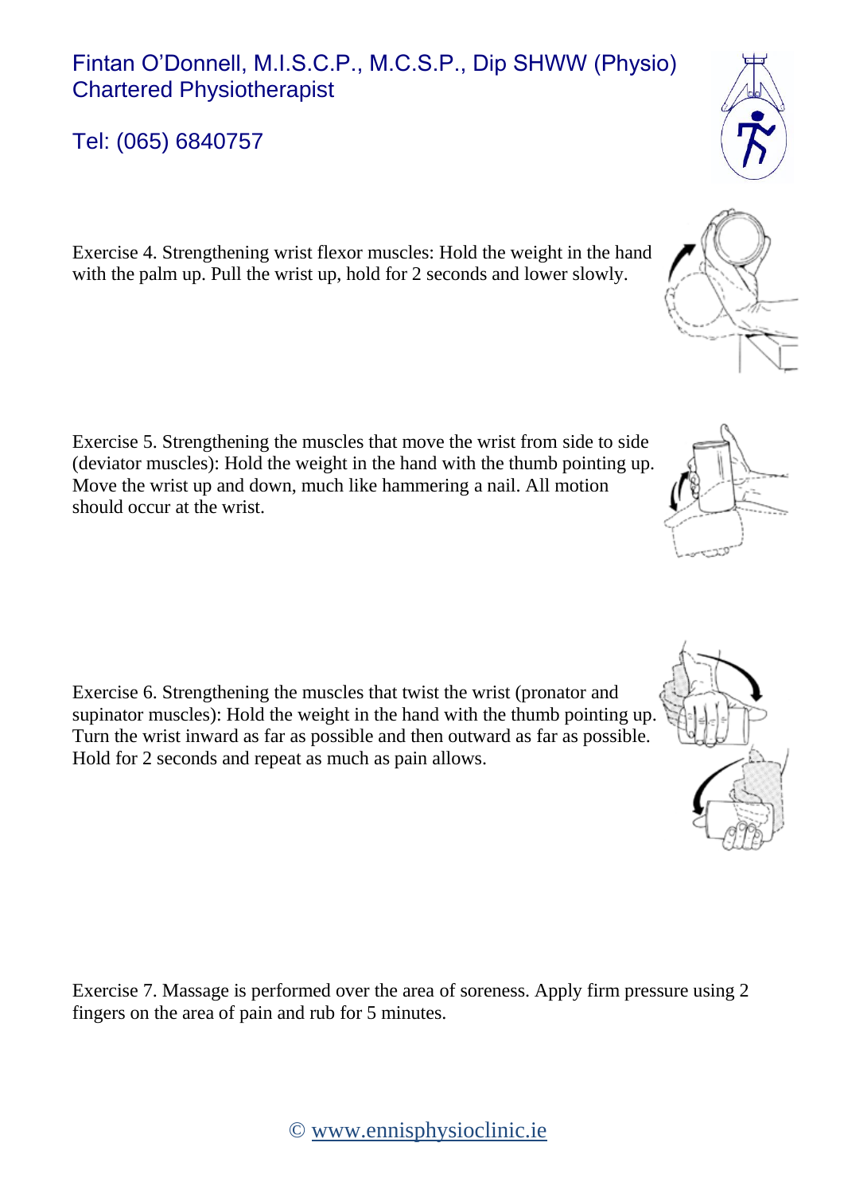Fintan O'Donnell, M.I.S.C.P., M.C.S.P., Dip SHWW (Physio)
Chartered Physiotherapist

Tel: (065) 6840757

Exercise 4. Strengthening wrist flexor muscles: Hold the weight in the hand with the palm up. Pull the wrist up, hold for 2 seconds and lower slowly.

Exercise 5. Strengthening the muscles that move the wrist from side to side (deviator muscles): Hold the weight in the hand with the thumb pointing up. Move the wrist up and down, much like hammering a nail. All motion should occur at the wrist.

Exercise 6. Strengthening the muscles that twist the wrist (pronator and supinator muscles): Hold the weight in the hand with the thumb pointing up. Turn the wrist inward as far as possible and then outward as far as possible. Hold for 2 seconds and repeat as much as pain allows.

Exercise 7. Massage is performed over the area of soreness. Apply firm pressure using 2 fingers on the area of pain and rub for 5 minutes.

© www.ennisphysioclinic.ie